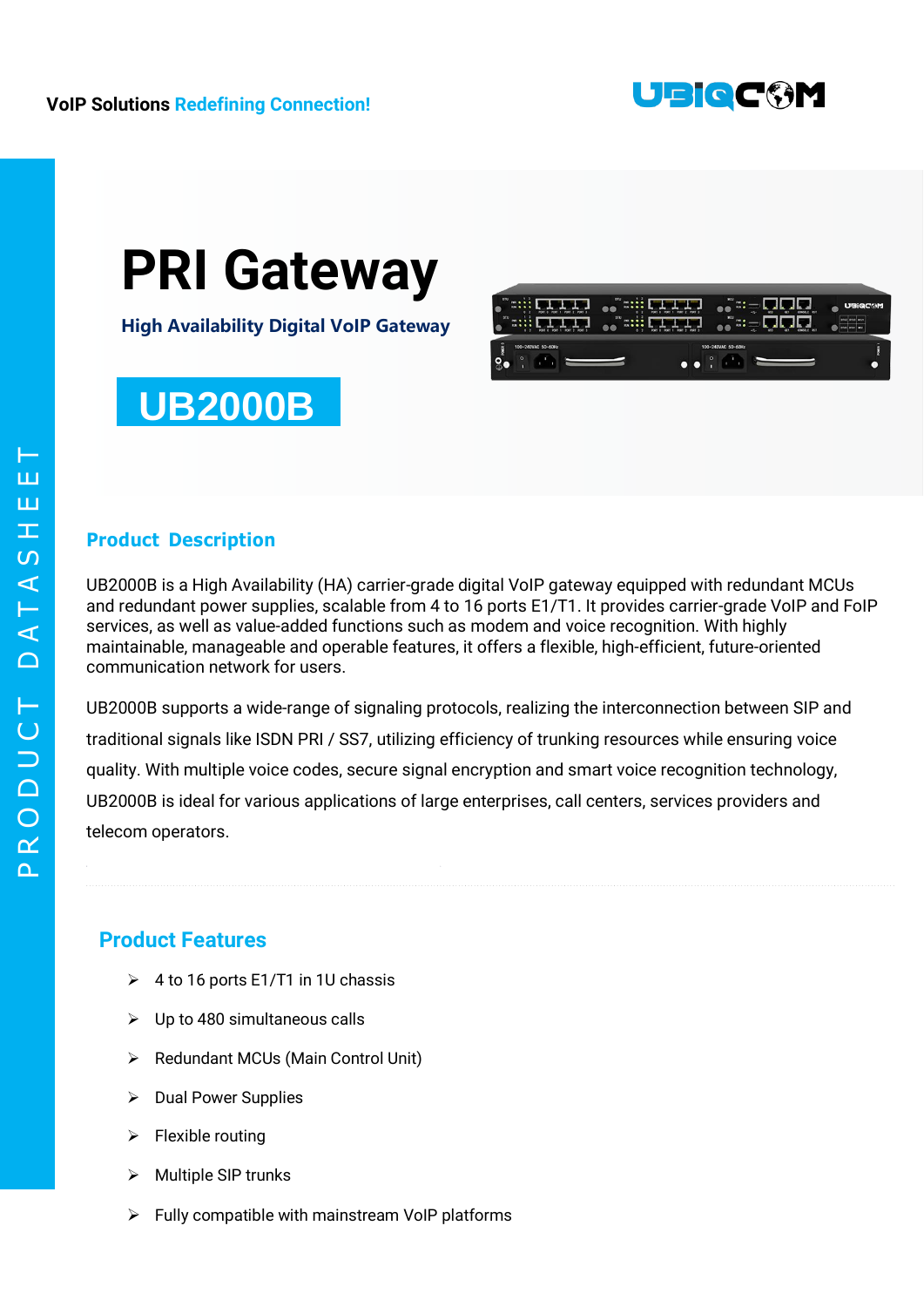VoIP Solutions Redefining Connection!

# PRI Gateway

### High Availability Digital VoIP Gateway

## UB2000B

PRODUCT DATASHEET

## Product Description

UB2000B is a High Availability (HA) carrier-grade digital VoIP gateway equipped with redundant MCUs and redundant power supplies, scalable from 4 to 16 ports E1/T1. It provides carrier-grade VoIP and FoIP services, as well as value-added functions such as modem and voice recognition. With highly maintainable, manageable and operable features, it offers a flexible, high-efficient, future-oriented communication network for users.

UB2000B supports a wide-range of signaling protocols, realizing the interconnection between SIP and traditional signals like ISDN PRI / SS7, utilizing efficiency of trunking resources while ensuring voice quality. With multiple voice codes, secure signal encryption and smart voice recognition technology, UB2000B is ideal for various applications of large enterprises, call centers, services providers and telecom operators.

## Product Features

- 4 to 16 ports E1/T1 in 1U chassis
- Up to 480 simultaneous calls
- Redundant MCUs (Main Control Unit)
- Dual Power Supplies
- Flexible routing
- Multiple SIP trunks
- Fully compatible with mainstream VoIP platforms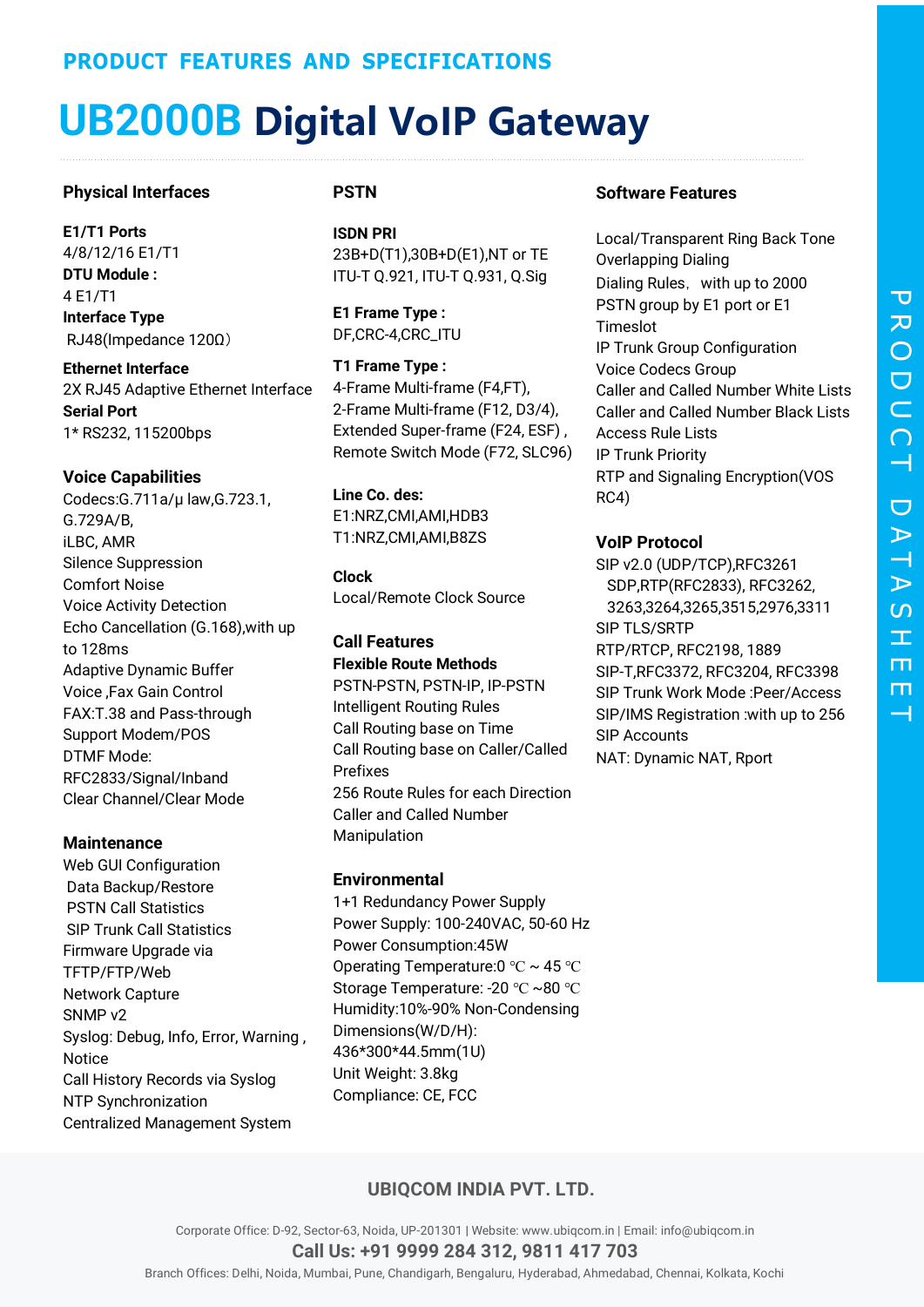## PRODUCT FEATURES AND SPECIFICATIONS

# UB2000B Digital VoIP Gateway

### Physical Interfaces

**E1/T1 Ports**
4/8/12/16 E1/T1
**DTU Module :**
4 E1/T1
**Interface Type**
RJ48(Impedance 120Ω）

**Ethernet Interface**
2X RJ45 Adaptive Ethernet Interface
**Serial Port**
1* RS232, 115200bps

### Voice Capabilities

Codecs:G.711a/μ law,G.723.1, G.729A/B,
iLBC, AMR
Silence Suppression
Comfort Noise
Voice Activity Detection
Echo Cancellation (G.168),with up to 128ms
Adaptive Dynamic Buffer
Voice ,Fax Gain Control
FAX:T.38 and Pass-through
Support Modem/POS
DTMF Mode:
RFC2833/Signal/Inband
Clear Channel/Clear Mode

### Maintenance

Web GUI Configuration
Data Backup/Restore
PSTN Call Statistics
SIP Trunk Call Statistics
Firmware Upgrade via TFTP/FTP/Web
Network Capture
SNMP v2
Syslog: Debug, Info, Error, Warning , Notice
Call History Records via Syslog
NTP Synchronization
Centralized Management System

### PSTN

**ISDN PRI**
23B+D(T1),30B+D(E1),NT or TE
ITU-T Q.921, ITU-T Q.931, Q.Sig

**E1 Frame Type :**
DF,CRC-4,CRC_ITU

**T1 Frame Type :**
4-Frame Multi-frame (F4,FT),
2-Frame Multi-frame (F12, D3/4),
Extended Super-frame (F24, ESF) ,
Remote Switch Mode (F72, SLC96)

**Line Co. des:**
E1:NRZ,CMI,AMI,HDB3
T1:NRZ,CMI,AMI,B8ZS

**Clock**
Local/Remote Clock Source

### Call Features

**Flexible Route Methods**
PSTN-PSTN, PSTN-IP, IP-PSTN
Intelligent Routing Rules
Call Routing base on Time
Call Routing base on Caller/Called Prefixes
256 Route Rules for each Direction
Caller and Called Number Manipulation

### Environmental

1+1 Redundancy Power Supply
Power Supply: 100-240VAC, 50-60 Hz
Power Consumption:45W
Operating Temperature:0 ℃ ~ 45 ℃
Storage Temperature: -20 ℃ ~80 ℃
Humidity:10%-90% Non-Condensing
Dimensions(W/D/H):
436*300*44.5mm(1U)
Unit Weight: 3.8kg
Compliance: CE, FCC

### Software Features

Local/Transparent Ring Back Tone
Overlapping Dialing
Dialing Rules，with up to 2000
PSTN group by E1 port or E1 Timeslot
IP Trunk Group Configuration
Voice Codecs Group
Caller and Called Number White Lists
Caller and Called Number Black Lists
Access Rule Lists
IP Trunk Priority
RTP and Signaling Encryption(VOS RC4)

### VoIP Protocol

SIP v2.0 (UDP/TCP),RFC3261
SDP,RTP(RFC2833), RFC3262, 3263,3264,3265,3515,2976,3311
SIP TLS/SRTP
RTP/RTCP, RFC2198, 1889
SIP-T,RFC3372, RFC3204, RFC3398
SIP Trunk Work Mode :Peer/Access
SIP/IMS Registration :with up to 256 SIP Accounts
NAT: Dynamic NAT, Rport

PRODUCT DATASHEET

**UBIQCOM INDIA PVT. LTD.**

Corporate Office: D-92, Sector-63, Noida, UP-201301 | Website: www.ubiqcom.in | Email: info@ubiqcom.in

**Call Us: +91 9999 284 312, 9811 417 703**

Branch Offices: Delhi, Noida, Mumbai, Pune, Chandigarh, Bengaluru, Hyderabad, Ahmedabad, Chennai, Kolkata, Kochi